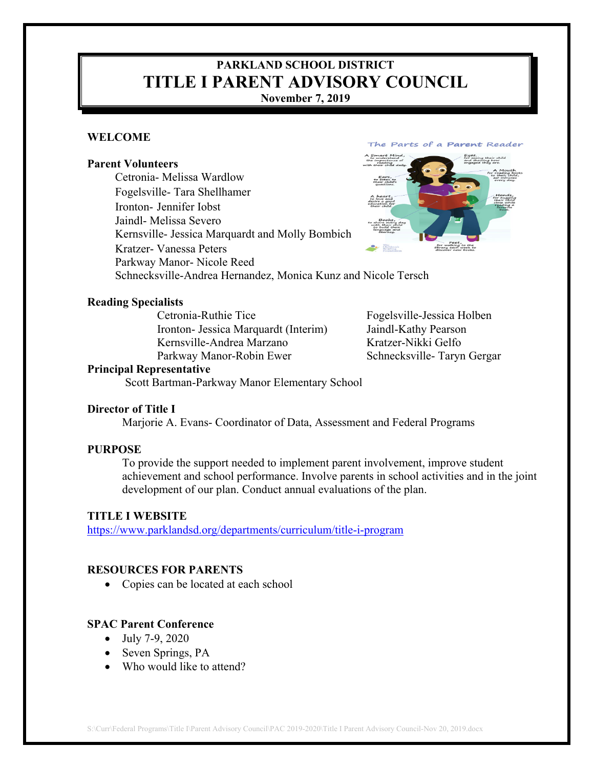**PARKLAND SCHOOL DISTRICT**

# TITLE I PARENT ADVISORY COUNCIL

**November 7, 2019**

## WELCOME

### Parent Volunteers

Cetronia- Melissa Wardlow
Fogelsville- Tara Shellhamer
Ironton- Jennifer Iobst
Jaindl- Melissa Severo
Kernsville- Jessica Marquardt and Molly Bombich
Kratzer- Vanessa Peters
Parkway Manor- Nicole Reed
Schnecksville-Andrea Hernandez, Monica Kunz and Nicole Tersch

### Reading Specialists

Cetronia-Ruthie Tice
Fogelsville-Jessica Holben
Ironton- Jessica Marquardt (Interim)
Jaindl-Kathy Pearson
Kernsville-Andrea Marzano
Kratzer-Nikki Gelfo
Parkway Manor-Robin Ewer
Schnecksville- Taryn Gergar

### Principal Representative

Scott Bartman-Parkway Manor Elementary School

### Director of Title I

Marjorie A. Evans- Coordinator of Data, Assessment and Federal Programs

## PURPOSE

To provide the support needed to implement parent involvement, improve student achievement and school performance. Involve parents in school activities and in the joint development of our plan. Conduct annual evaluations of the plan.

## TITLE I WEBSITE

https://www.parklandsd.org/departments/curriculum/title-i-program

## RESOURCES FOR PARENTS

- Copies can be located at each school

### SPAC Parent Conference

- July 7-9, 2020
- Seven Springs, PA
- Who would like to attend?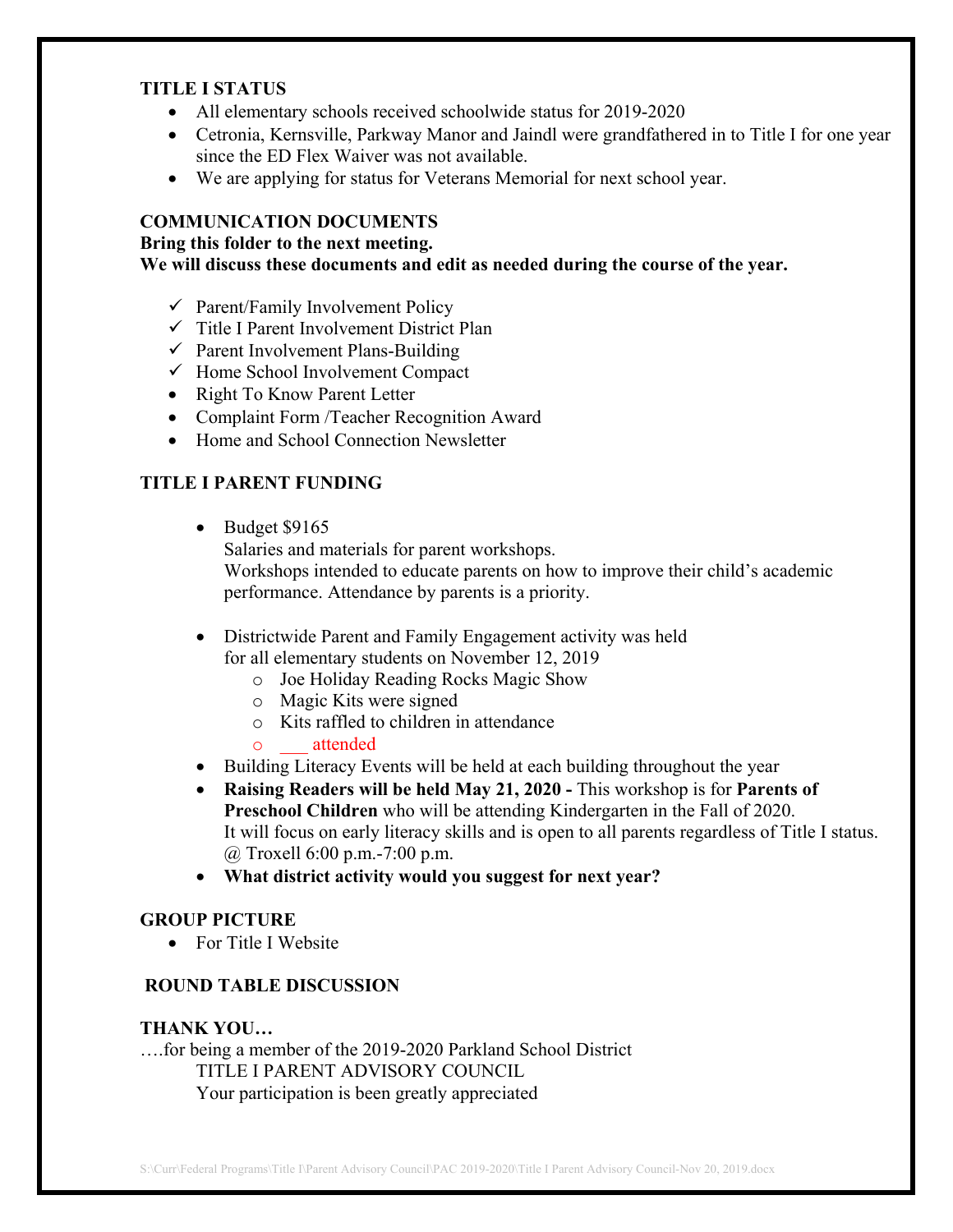**TITLE I STATUS**

- All elementary schools received schoolwide status for 2019-2020
- Cetronia, Kernsville, Parkway Manor and Jaindl were grandfathered in to Title I for one year since the ED Flex Waiver was not available.
- We are applying for status for Veterans Memorial for next school year.

**COMMUNICATION DOCUMENTS**
**Bring this folder to the next meeting.**
**We will discuss these documents and edit as needed during the course of the year.**

- ✓ Parent/Family Involvement Policy
- ✓ Title I Parent Involvement District Plan
- ✓ Parent Involvement Plans-Building
- ✓ Home School Involvement Compact
- Right To Know Parent Letter
- Complaint Form /Teacher Recognition Award
- Home and School Connection Newsletter

**TITLE I PARENT FUNDING**

- Budget $9165
  Salaries and materials for parent workshops.
  Workshops intended to educate parents on how to improve their child's academic performance. Attendance by parents is a priority.

- Districtwide Parent and Family Engagement activity was held for all elementary students on November 12, 2019
  - Joe Holiday Reading Rocks Magic Show
  - Magic Kits were signed
  - Kits raffled to children in attendance
  - ___ attended
- Building Literacy Events will be held at each building throughout the year
- **Raising Readers will be held May 21, 2020 -** This workshop is for **Parents of Preschool Children** who will be attending Kindergarten in the Fall of 2020.
  It will focus on early literacy skills and is open to all parents regardless of Title I status.
  @ Troxell 6:00 p.m.-7:00 p.m.
- **What district activity would you suggest for next year?**

**GROUP PICTURE**

- For Title I Website

**ROUND TABLE DISCUSSION**

**THANK YOU…**
….for being a member of the 2019-2020 Parkland School District
TITLE I PARENT ADVISORY COUNCIL
Your participation is been greatly appreciated